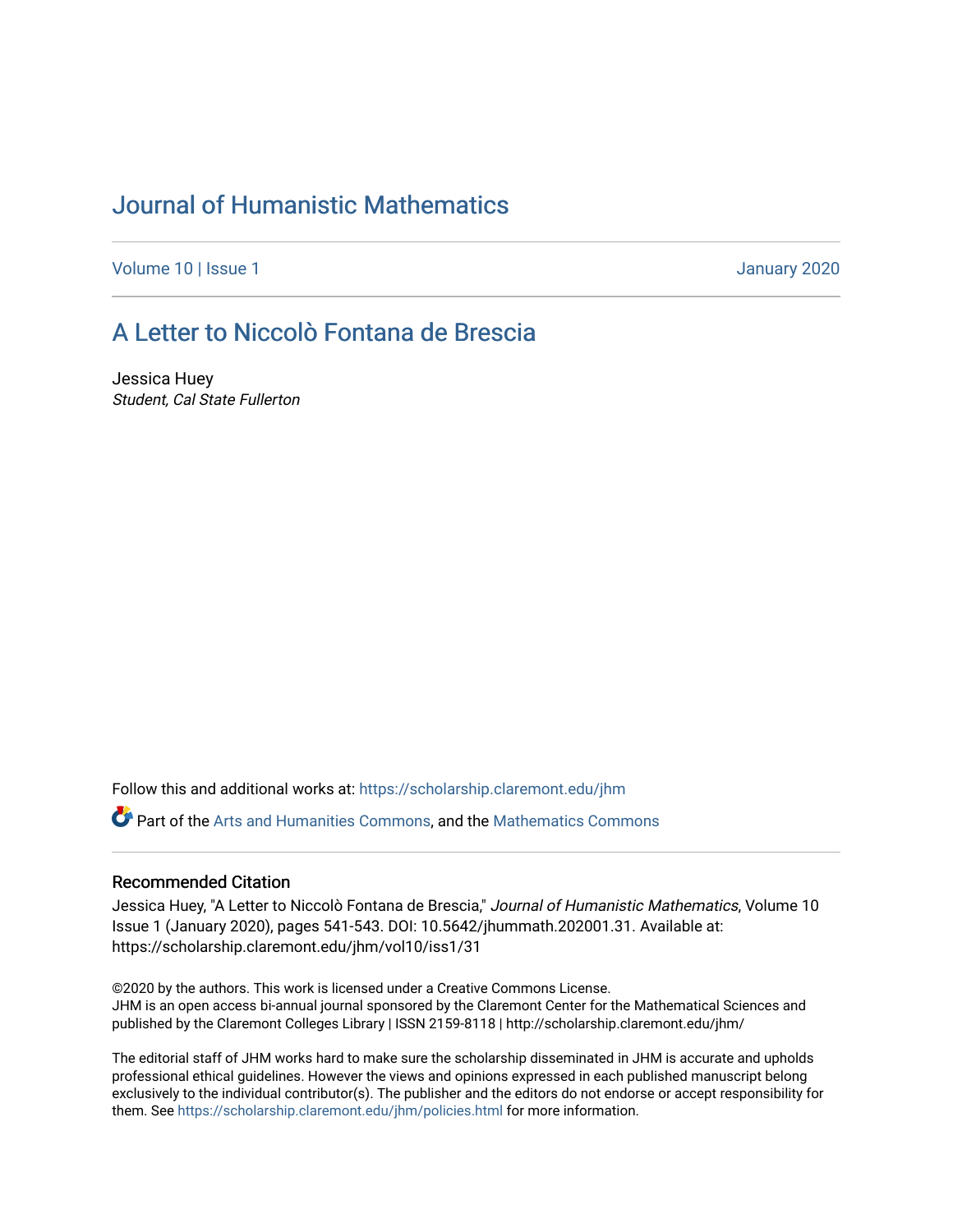# Journal of Humanistic Mathematics

Volume 10 | Issue 1 January 2020

## A Letter to Niccolò Fontana de Brescia

Jessica Huey
*Student, Cal State Fullerton*

Follow this and additional works at: https://scholarship.claremont.edu/jhm

Part of the Arts and Humanities Commons, and the Mathematics Commons

### Recommended Citation

Jessica Huey, "A Letter to Niccolò Fontana de Brescia," *Journal of Humanistic Mathematics*, Volume 10 Issue 1 (January 2020), pages 541-543. DOI: 10.5642/jhummath.202001.31. Available at: https://scholarship.claremont.edu/jhm/vol10/iss1/31

©2020 by the authors. This work is licensed under a Creative Commons License.
JHM is an open access bi-annual journal sponsored by the Claremont Center for the Mathematical Sciences and published by the Claremont Colleges Library | ISSN 2159-8118 | http://scholarship.claremont.edu/jhm/

The editorial staff of JHM works hard to make sure the scholarship disseminated in JHM is accurate and upholds professional ethical guidelines. However the views and opinions expressed in each published manuscript belong exclusively to the individual contributor(s). The publisher and the editors do not endorse or accept responsibility for them. See https://scholarship.claremont.edu/jhm/policies.html for more information.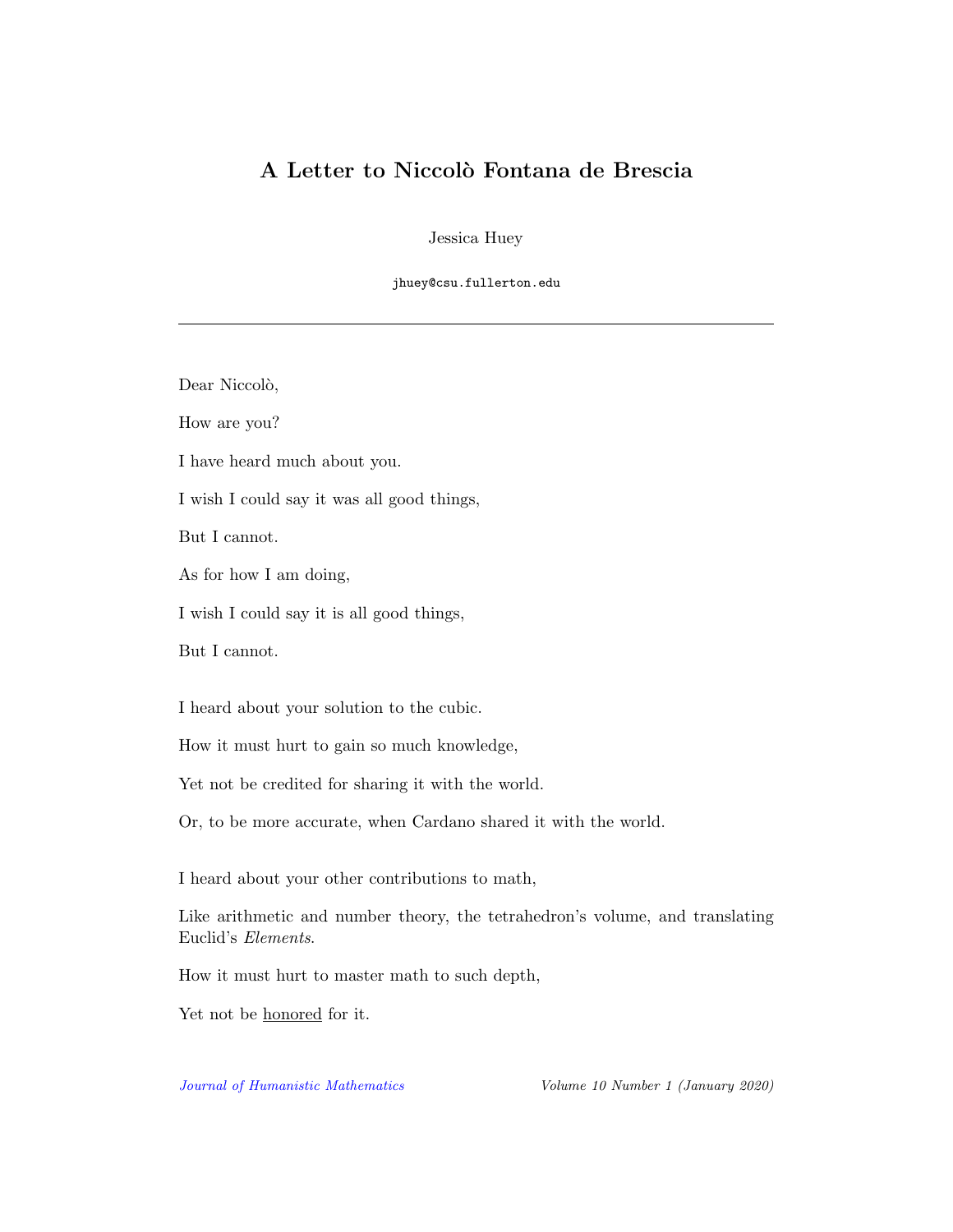# A Letter to Niccolò Fontana de Brescia

Jessica Huey

jhuey@csu.fullerton.edu

---

Dear Niccolò,

How are you?

I have heard much about you.

I wish I could say it was all good things,

But I cannot.

As for how I am doing,

I wish I could say it is all good things,

But I cannot.

I heard about your solution to the cubic.

How it must hurt to gain so much knowledge,

Yet not be credited for sharing it with the world.

Or, to be more accurate, when Cardano shared it with the world.

I heard about your other contributions to math,

Like arithmetic and number theory, the tetrahedron's volume, and translating Euclid's *Elements*.

How it must hurt to master math to such depth,

Yet not be <u>honored</u> for it.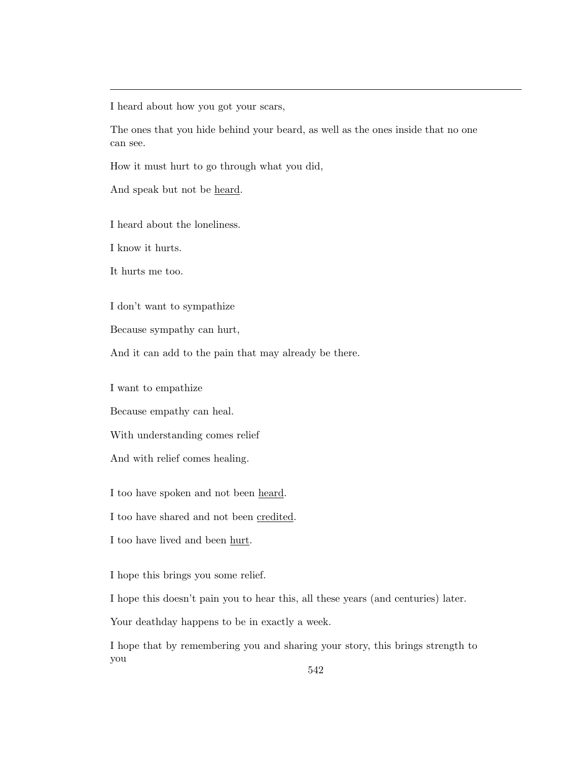---

I heard about how you got your scars,

The ones that you hide behind your beard, as well as the ones inside that no one can see.

How it must hurt to go through what you did,

And speak but not be <u>heard</u>.

I heard about the loneliness.

I know it hurts.

It hurts me too.

I don't want to sympathize

Because sympathy can hurt,

And it can add to the pain that may already be there.

I want to empathize

Because empathy can heal.

With understanding comes relief

And with relief comes healing.

I too have spoken and not been <u>heard</u>.

I too have shared and not been <u>credited</u>.

I too have lived and been <u>hurt</u>.

I hope this brings you some relief.

I hope this doesn't pain you to hear this, all these years (and centuries) later.

Your deathday happens to be in exactly a week.

I hope that by remembering you and sharing your story, this brings strength to you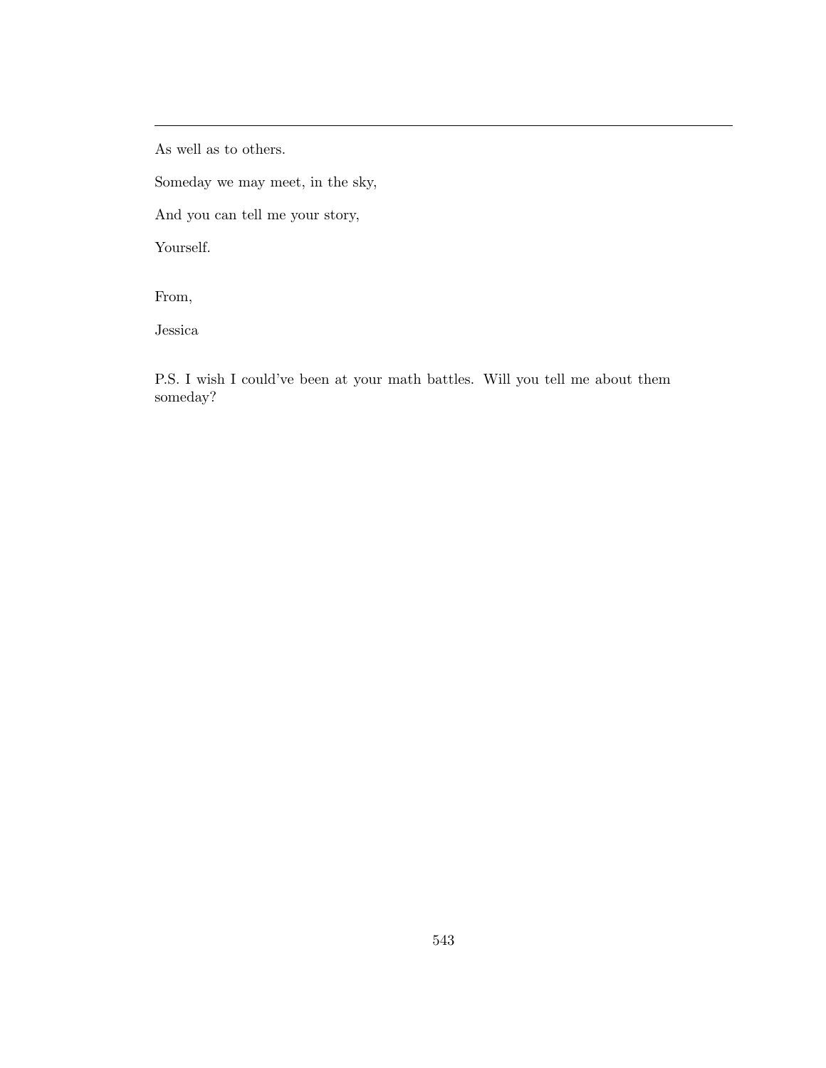---

As well as to others.

Someday we may meet, in the sky,

And you can tell me your story,

Yourself.

From,

Jessica

P.S. I wish I could've been at your math battles. Will you tell me about them someday?